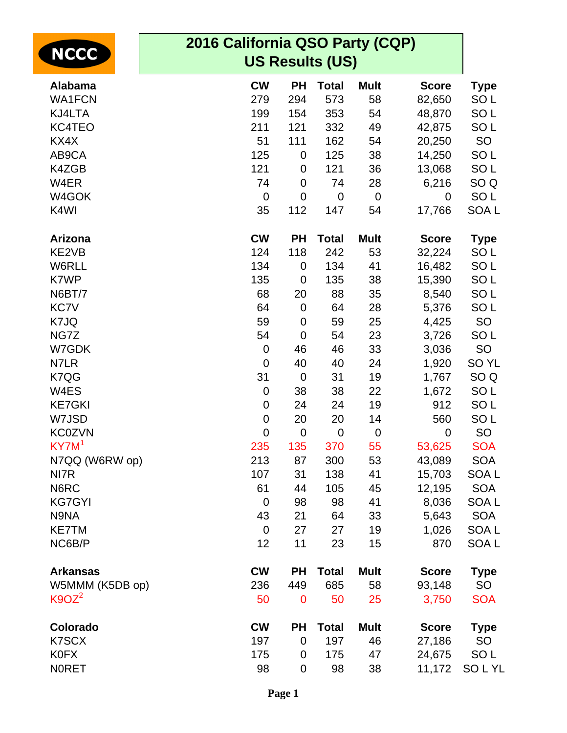NCCC

# 2016 California QSO Party (CQP)
## US Results (US)

| Alabama | CW | PH | Total | Mult | Score | Type |
|---|---|---|---|---|---|---|
| WA1FCN | 279 | 294 | 573 | 58 | 82,650 | SO L |
| KJ4LTA | 199 | 154 | 353 | 54 | 48,870 | SO L |
| KC4TEO | 211 | 121 | 332 | 49 | 42,875 | SO L |
| KX4X | 51 | 111 | 162 | 54 | 20,250 | SO |
| AB9CA | 125 | 0 | 125 | 38 | 14,250 | SO L |
| K4ZGB | 121 | 0 | 121 | 36 | 13,068 | SO L |
| W4ER | 74 | 0 | 74 | 28 | 6,216 | SO Q |
| W4GOK | 0 | 0 | 0 | 0 | 0 | SO L |
| K4WI | 35 | 112 | 147 | 54 | 17,766 | SOA L |

| Arizona | CW | PH | Total | Mult | Score | Type |
|---|---|---|---|---|---|---|
| KE2VB | 124 | 118 | 242 | 53 | 32,224 | SO L |
| W6RLL | 134 | 0 | 134 | 41 | 16,482 | SO L |
| K7WP | 135 | 0 | 135 | 38 | 15,390 | SO L |
| N6BT/7 | 68 | 20 | 88 | 35 | 8,540 | SO L |
| KC7V | 64 | 0 | 64 | 28 | 5,376 | SO L |
| K7JQ | 59 | 0 | 59 | 25 | 4,425 | SO |
| NG7Z | 54 | 0 | 54 | 23 | 3,726 | SO L |
| W7GDK | 0 | 46 | 46 | 33 | 3,036 | SO |
| N7LR | 0 | 40 | 40 | 24 | 1,920 | SO YL |
| K7QG | 31 | 0 | 31 | 19 | 1,767 | SO Q |
| W4ES | 0 | 38 | 38 | 22 | 1,672 | SO L |
| KE7GKI | 0 | 24 | 24 | 19 | 912 | SO L |
| W7JSD | 0 | 20 | 20 | 14 | 560 | SO L |
| KC0ZVN | 0 | 0 | 0 | 0 | 0 | SO |
| KY7M[1] | 235 | 135 | 370 | 55 | 53,625 | SOA |
| N7QQ (W6RW op) | 213 | 87 | 300 | 53 | 43,089 | SOA |
| NI7R | 107 | 31 | 138 | 41 | 15,703 | SOA L |
| N6RC | 61 | 44 | 105 | 45 | 12,195 | SOA |
| KG7GYI | 0 | 98 | 98 | 41 | 8,036 | SOA L |
| N9NA | 43 | 21 | 64 | 33 | 5,643 | SOA |
| KE7TM | 0 | 27 | 27 | 19 | 1,026 | SOA L |
| NC6B/P | 12 | 11 | 23 | 15 | 870 | SOA L |

| Arkansas | CW | PH | Total | Mult | Score | Type |
|---|---|---|---|---|---|---|
| W5MMM (K5DB op) | 236 | 449 | 685 | 58 | 93,148 | SO |
| K9OZ[2] | 50 | 0 | 50 | 25 | 3,750 | SOA |

| Colorado | CW | PH | Total | Mult | Score | Type |
|---|---|---|---|---|---|---|
| K7SCX | 197 | 0 | 197 | 46 | 27,186 | SO |
| K0FX | 175 | 0 | 175 | 47 | 24,675 | SO L |
| N0RET | 98 | 0 | 98 | 38 | 11,172 | SO L YL |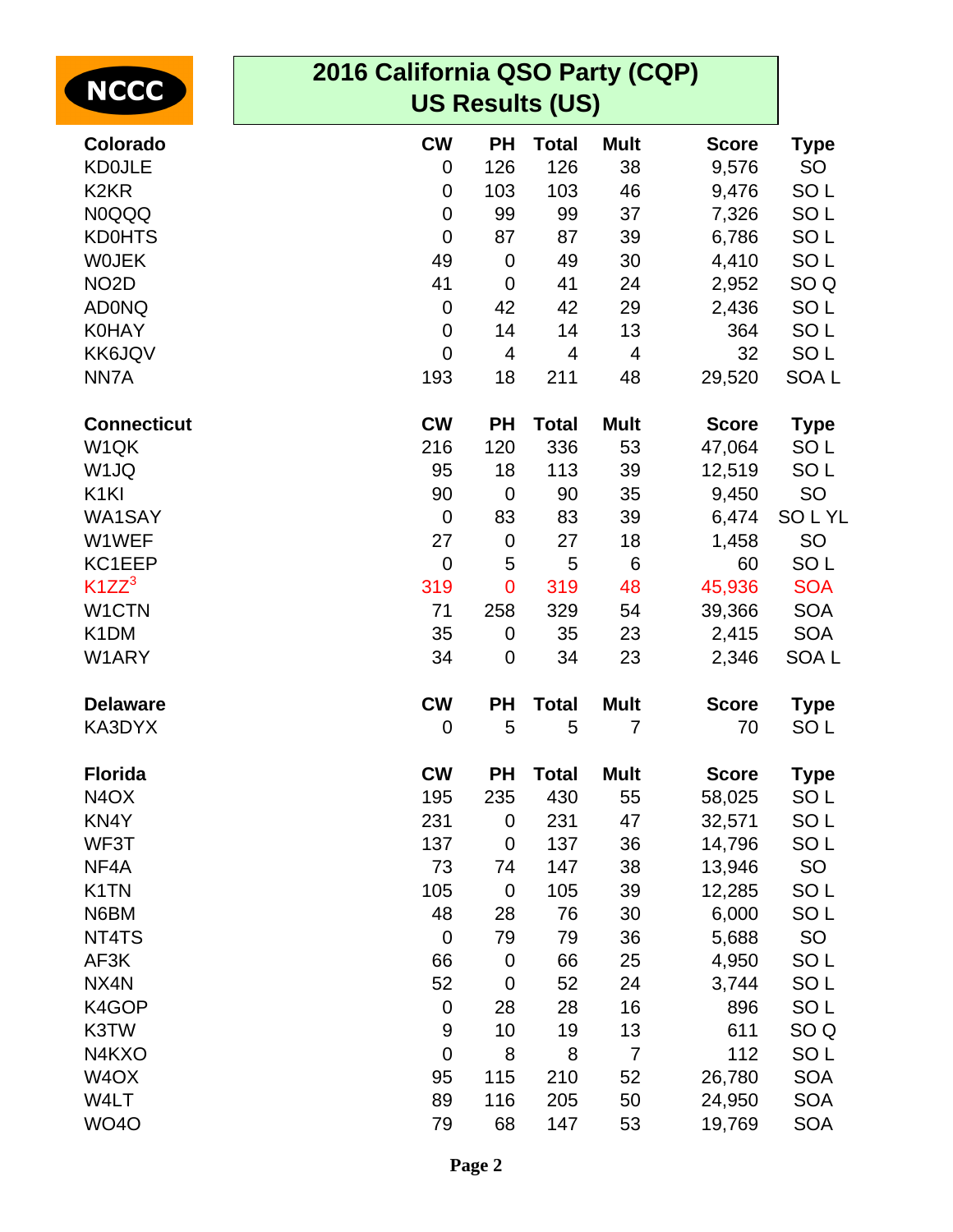NCCC

# 2016 California QSO Party (CQP)
## US Results (US)

| Colorado | CW | PH | Total | Mult | Score | Type |
|---|---|---|---|---|---|---|
| KD0JLE | 0 | 126 | 126 | 38 | 9,576 | SO |
| K2KR | 0 | 103 | 103 | 46 | 9,476 | SO L |
| N0QQQ | 0 | 99 | 99 | 37 | 7,326 | SO L |
| KD0HTS | 0 | 87 | 87 | 39 | 6,786 | SO L |
| W0JEK | 49 | 0 | 49 | 30 | 4,410 | SO L |
| NO2D | 41 | 0 | 41 | 24 | 2,952 | SO Q |
| AD0NQ | 0 | 42 | 42 | 29 | 2,436 | SO L |
| K0HAY | 0 | 14 | 14 | 13 | 364 | SO L |
| KK6JQV | 0 | 4 | 4 | 4 | 32 | SO L |
| NN7A | 193 | 18 | 211 | 48 | 29,520 | SOA L |

| Connecticut | CW | PH | Total | Mult | Score | Type |
|---|---|---|---|---|---|---|
| W1QK | 216 | 120 | 336 | 53 | 47,064 | SO L |
| W1JQ | 95 | 18 | 113 | 39 | 12,519 | SO L |
| K1KI | 90 | 0 | 90 | 35 | 9,450 | SO |
| WA1SAY | 0 | 83 | 83 | 39 | 6,474 | SO L YL |
| W1WEF | 27 | 0 | 27 | 18 | 1,458 | SO |
| KC1EEP | 0 | 5 | 5 | 6 | 60 | SO L |
| K1ZZ[3] | 319 | 0 | 319 | 48 | 45,936 | SOA |
| W1CTN | 71 | 258 | 329 | 54 | 39,366 | SOA |
| K1DM | 35 | 0 | 35 | 23 | 2,415 | SOA |
| W1ARY | 34 | 0 | 34 | 23 | 2,346 | SOA L |

| Delaware | CW | PH | Total | Mult | Score | Type |
|---|---|---|---|---|---|---|
| KA3DYX | 0 | 5 | 5 | 7 | 70 | SO L |

| Florida | CW | PH | Total | Mult | Score | Type |
|---|---|---|---|---|---|---|
| N4OX | 195 | 235 | 430 | 55 | 58,025 | SO L |
| KN4Y | 231 | 0 | 231 | 47 | 32,571 | SO L |
| WF3T | 137 | 0 | 137 | 36 | 14,796 | SO L |
| NF4A | 73 | 74 | 147 | 38 | 13,946 | SO |
| K1TN | 105 | 0 | 105 | 39 | 12,285 | SO L |
| N6BM | 48 | 28 | 76 | 30 | 6,000 | SO L |
| NT4TS | 0 | 79 | 79 | 36 | 5,688 | SO |
| AF3K | 66 | 0 | 66 | 25 | 4,950 | SO L |
| NX4N | 52 | 0 | 52 | 24 | 3,744 | SO L |
| K4GOP | 0 | 28 | 28 | 16 | 896 | SO L |
| K3TW | 9 | 10 | 19 | 13 | 611 | SO Q |
| N4KXO | 0 | 8 | 8 | 7 | 112 | SO L |
| W4OX | 95 | 115 | 210 | 52 | 26,780 | SOA |
| W4LT | 89 | 116 | 205 | 50 | 24,950 | SOA |
| WO4O | 79 | 68 | 147 | 53 | 19,769 | SOA |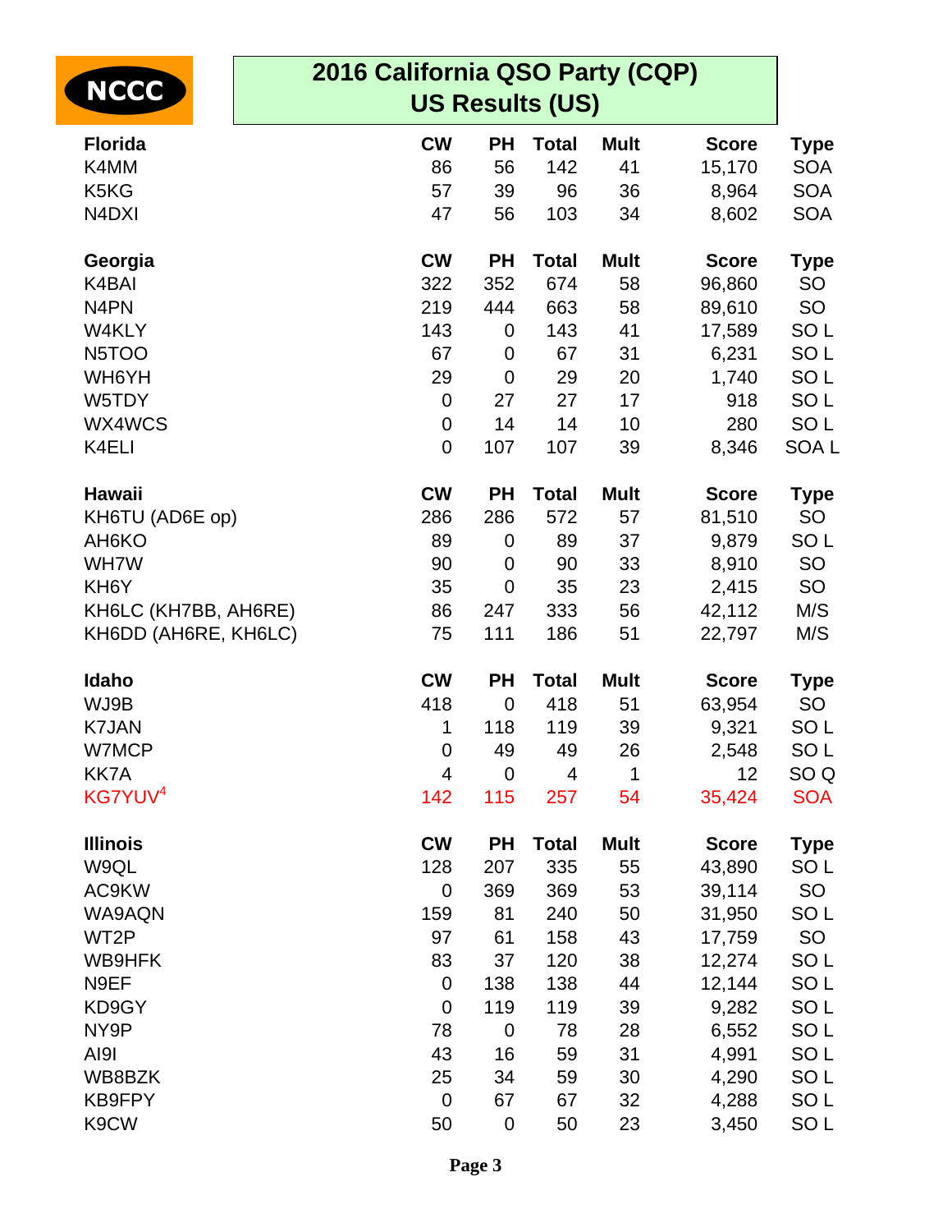# 2016 California QSO Party (CQP)
## US Results (US)

| Florida | CW | PH | Total | Mult | Score | Type |
|---|---|---|---|---|---|---|
| K4MM | 86 | 56 | 142 | 41 | 15,170 | SOA |
| K5KG | 57 | 39 | 96 | 36 | 8,964 | SOA |
| N4DXI | 47 | 56 | 103 | 34 | 8,602 | SOA |

| Georgia | CW | PH | Total | Mult | Score | Type |
|---|---|---|---|---|---|---|
| K4BAI | 322 | 352 | 674 | 58 | 96,860 | SO |
| N4PN | 219 | 444 | 663 | 58 | 89,610 | SO |
| W4KLY | 143 | 0 | 143 | 41 | 17,589 | SO L |
| N5TOO | 67 | 0 | 67 | 31 | 6,231 | SO L |
| WH6YH | 29 | 0 | 29 | 20 | 1,740 | SO L |
| W5TDY | 0 | 27 | 27 | 17 | 918 | SO L |
| WX4WCS | 0 | 14 | 14 | 10 | 280 | SO L |
| K4ELI | 0 | 107 | 107 | 39 | 8,346 | SOA L |

| Hawaii | CW | PH | Total | Mult | Score | Type |
|---|---|---|---|---|---|---|
| KH6TU (AD6E op) | 286 | 286 | 572 | 57 | 81,510 | SO |
| AH6KO | 89 | 0 | 89 | 37 | 9,879 | SO L |
| WH7W | 90 | 0 | 90 | 33 | 8,910 | SO |
| KH6Y | 35 | 0 | 35 | 23 | 2,415 | SO |
| KH6LC (KH7BB, AH6RE) | 86 | 247 | 333 | 56 | 42,112 | M/S |
| KH6DD (AH6RE, KH6LC) | 75 | 111 | 186 | 51 | 22,797 | M/S |

| Idaho | CW | PH | Total | Mult | Score | Type |
|---|---|---|---|---|---|---|
| WJ9B | 418 | 0 | 418 | 51 | 63,954 | SO |
| K7JAN | 1 | 118 | 119 | 39 | 9,321 | SO L |
| W7MCP | 0 | 49 | 49 | 26 | 2,548 | SO L |
| KK7A | 4 | 0 | 4 | 1 | 12 | SO Q |
| KG7YUV[4] | 142 | 115 | 257 | 54 | 35,424 | SOA |

| Illinois | CW | PH | Total | Mult | Score | Type |
|---|---|---|---|---|---|---|
| W9QL | 128 | 207 | 335 | 55 | 43,890 | SO L |
| AC9KW | 0 | 369 | 369 | 53 | 39,114 | SO |
| WA9AQN | 159 | 81 | 240 | 50 | 31,950 | SO L |
| WT2P | 97 | 61 | 158 | 43 | 17,759 | SO |
| WB9HFK | 83 | 37 | 120 | 38 | 12,274 | SO L |
| N9EF | 0 | 138 | 138 | 44 | 12,144 | SO L |
| KD9GY | 0 | 119 | 119 | 39 | 9,282 | SO L |
| NY9P | 78 | 0 | 78 | 28 | 6,552 | SO L |
| AI9I | 43 | 16 | 59 | 31 | 4,991 | SO L |
| WB8BZK | 25 | 34 | 59 | 30 | 4,290 | SO L |
| KB9FPY | 0 | 67 | 67 | 32 | 4,288 | SO L |
| K9CW | 50 | 0 | 50 | 23 | 3,450 | SO L |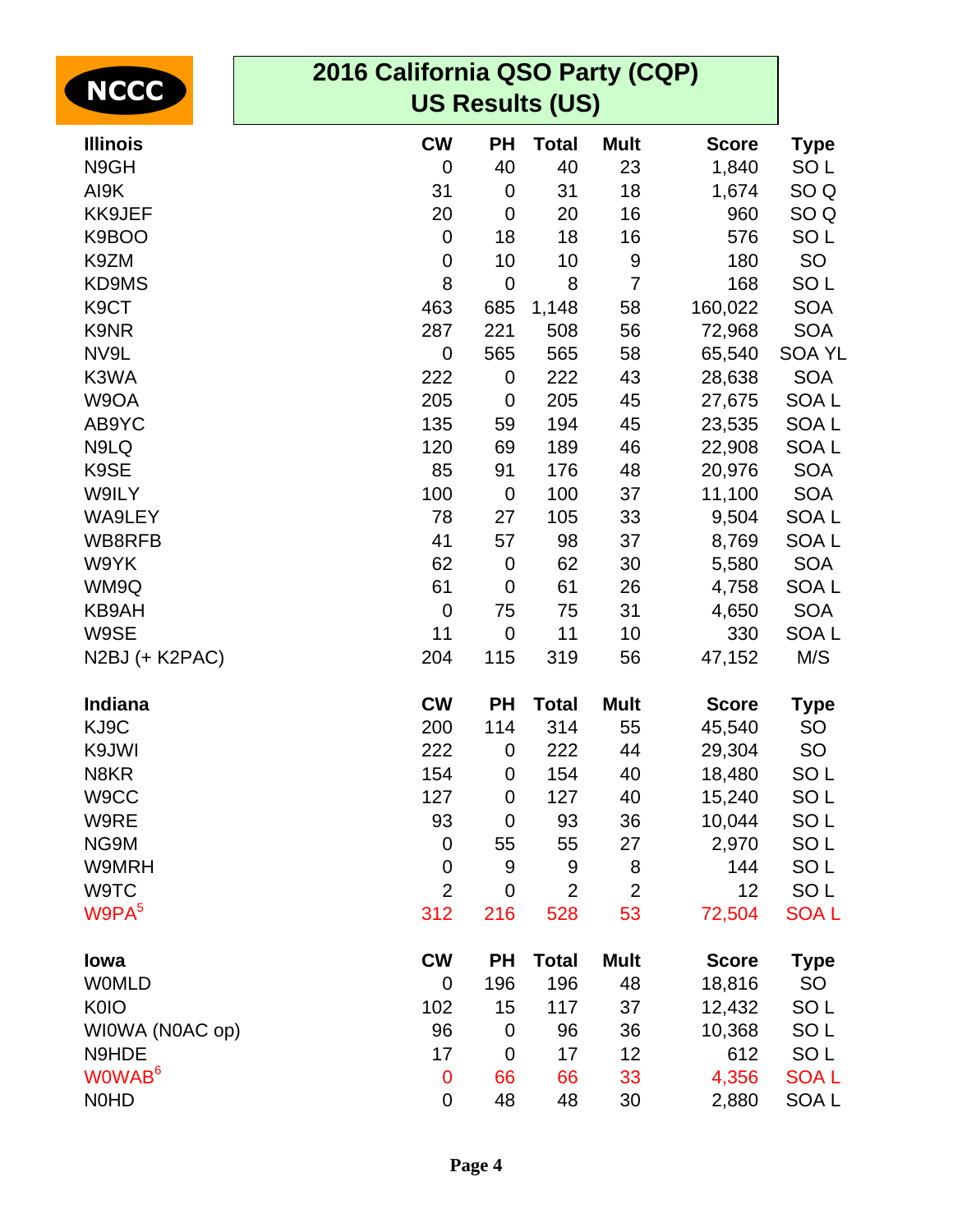NCCC

# 2016 California QSO Party (CQP)
## US Results (US)

| Illinois | CW | PH | Total | Mult | Score | Type |
|---|---|---|---|---|---|---|
| N9GH | 0 | 40 | 40 | 23 | 1,840 | SO L |
| AI9K | 31 | 0 | 31 | 18 | 1,674 | SO Q |
| KK9JEF | 20 | 0 | 20 | 16 | 960 | SO Q |
| K9BOO | 0 | 18 | 18 | 16 | 576 | SO L |
| K9ZM | 0 | 10 | 10 | 9 | 180 | SO |
| KD9MS | 8 | 0 | 8 | 7 | 168 | SO L |
| K9CT | 463 | 685 | 1,148 | 58 | 160,022 | SOA |
| K9NR | 287 | 221 | 508 | 56 | 72,968 | SOA |
| NV9L | 0 | 565 | 565 | 58 | 65,540 | SOA YL |
| K3WA | 222 | 0 | 222 | 43 | 28,638 | SOA |
| W9OA | 205 | 0 | 205 | 45 | 27,675 | SOA L |
| AB9YC | 135 | 59 | 194 | 45 | 23,535 | SOA L |
| N9LQ | 120 | 69 | 189 | 46 | 22,908 | SOA L |
| K9SE | 85 | 91 | 176 | 48 | 20,976 | SOA |
| W9ILY | 100 | 0 | 100 | 37 | 11,100 | SOA |
| WA9LEY | 78 | 27 | 105 | 33 | 9,504 | SOA L |
| WB8RFB | 41 | 57 | 98 | 37 | 8,769 | SOA L |
| W9YK | 62 | 0 | 62 | 30 | 5,580 | SOA |
| WM9Q | 61 | 0 | 61 | 26 | 4,758 | SOA L |
| KB9AH | 0 | 75 | 75 | 31 | 4,650 | SOA |
| W9SE | 11 | 0 | 11 | 10 | 330 | SOA L |
| N2BJ (+ K2PAC) | 204 | 115 | 319 | 56 | 47,152 | M/S |

| Indiana | CW | PH | Total | Mult | Score | Type |
|---|---|---|---|---|---|---|
| KJ9C | 200 | 114 | 314 | 55 | 45,540 | SO |
| K9JWI | 222 | 0 | 222 | 44 | 29,304 | SO |
| N8KR | 154 | 0 | 154 | 40 | 18,480 | SO L |
| W9CC | 127 | 0 | 127 | 40 | 15,240 | SO L |
| W9RE | 93 | 0 | 93 | 36 | 10,044 | SO L |
| NG9M | 0 | 55 | 55 | 27 | 2,970 | SO L |
| W9MRH | 0 | 9 | 9 | 8 | 144 | SO L |
| W9TC | 2 | 0 | 2 | 2 | 12 | SO L |
| W9PA[5] | 312 | 216 | 528 | 53 | 72,504 | SOA L |

| Iowa | CW | PH | Total | Mult | Score | Type |
|---|---|---|---|---|---|---|
| W0MLD | 0 | 196 | 196 | 48 | 18,816 | SO |
| K0IO | 102 | 15 | 117 | 37 | 12,432 | SO L |
| WI0WA (N0AC op) | 96 | 0 | 96 | 36 | 10,368 | SO L |
| N9HDE | 17 | 0 | 17 | 12 | 612 | SO L |
| W0WAB[6] | 0 | 66 | 66 | 33 | 4,356 | SOA L |
| N0HD | 0 | 48 | 48 | 30 | 2,880 | SOA L |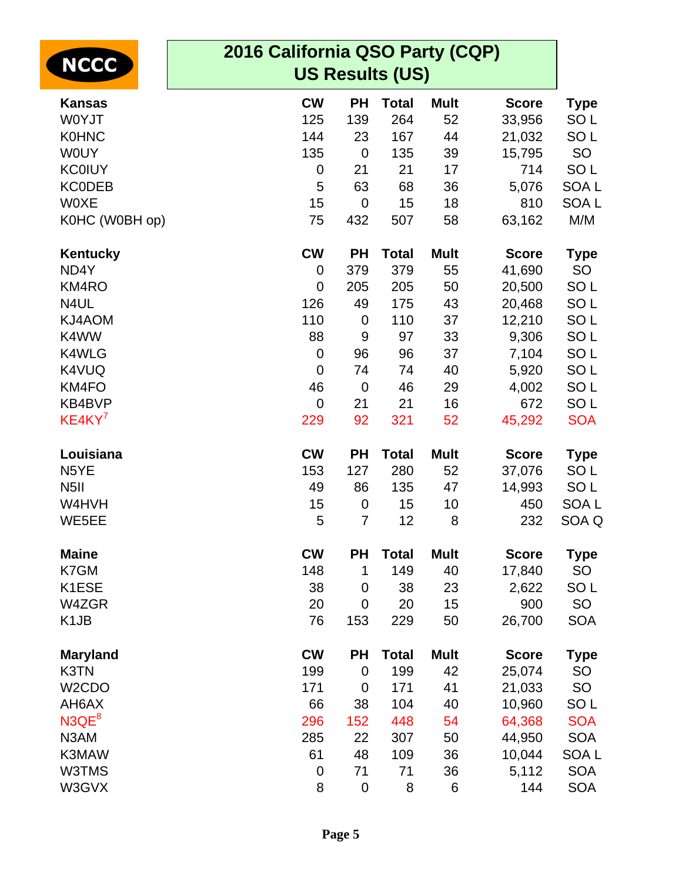# 2016 California QSO Party (CQP)
## US Results (US)

| Kansas | CW | PH | Total | Mult | Score | Type |
|---|---|---|---|---|---|---|
| W0YJT | 125 | 139 | 264 | 52 | 33,956 | SO L |
| K0HNC | 144 | 23 | 167 | 44 | 21,032 | SO L |
| W0UY | 135 | 0 | 135 | 39 | 15,795 | SO |
| KC0IUY | 0 | 21 | 21 | 17 | 714 | SO L |
| KC0DEB | 5 | 63 | 68 | 36 | 5,076 | SOA L |
| W0XE | 15 | 0 | 15 | 18 | 810 | SOA L |
| K0HC (W0BH op) | 75 | 432 | 507 | 58 | 63,162 | M/M |

| Kentucky | CW | PH | Total | Mult | Score | Type |
|---|---|---|---|---|---|---|
| ND4Y | 0 | 379 | 379 | 55 | 41,690 | SO |
| KM4RO | 0 | 205 | 205 | 50 | 20,500 | SO L |
| N4UL | 126 | 49 | 175 | 43 | 20,468 | SO L |
| KJ4AOM | 110 | 0 | 110 | 37 | 12,210 | SO L |
| K4WW | 88 | 9 | 97 | 33 | 9,306 | SO L |
| K4WLG | 0 | 96 | 96 | 37 | 7,104 | SO L |
| K4VUQ | 0 | 74 | 74 | 40 | 5,920 | SO L |
| KM4FO | 46 | 0 | 46 | 29 | 4,002 | SO L |
| KB4BVP | 0 | 21 | 21 | 16 | 672 | SO L |
| KE4KY[7] | 229 | 92 | 321 | 52 | 45,292 | SOA |

| Louisiana | CW | PH | Total | Mult | Score | Type |
|---|---|---|---|---|---|---|
| N5YE | 153 | 127 | 280 | 52 | 37,076 | SO L |
| N5II | 49 | 86 | 135 | 47 | 14,993 | SO L |
| W4HVH | 15 | 0 | 15 | 10 | 450 | SOA L |
| WE5EE | 5 | 7 | 12 | 8 | 232 | SOA Q |

| Maine | CW | PH | Total | Mult | Score | Type |
|---|---|---|---|---|---|---|
| K7GM | 148 | 1 | 149 | 40 | 17,840 | SO |
| K1ESE | 38 | 0 | 38 | 23 | 2,622 | SO L |
| W4ZGR | 20 | 0 | 20 | 15 | 900 | SO |
| K1JB | 76 | 153 | 229 | 50 | 26,700 | SOA |

| Maryland | CW | PH | Total | Mult | Score | Type |
|---|---|---|---|---|---|---|
| K3TN | 199 | 0 | 199 | 42 | 25,074 | SO |
| W2CDO | 171 | 0 | 171 | 41 | 21,033 | SO |
| AH6AX | 66 | 38 | 104 | 40 | 10,960 | SO L |
| N3QE[8] | 296 | 152 | 448 | 54 | 64,368 | SOA |
| N3AM | 285 | 22 | 307 | 50 | 44,950 | SOA |
| K3MAW | 61 | 48 | 109 | 36 | 10,044 | SOA L |
| W3TMS | 0 | 71 | 71 | 36 | 5,112 | SOA |
| W3GVX | 8 | 0 | 8 | 6 | 144 | SOA |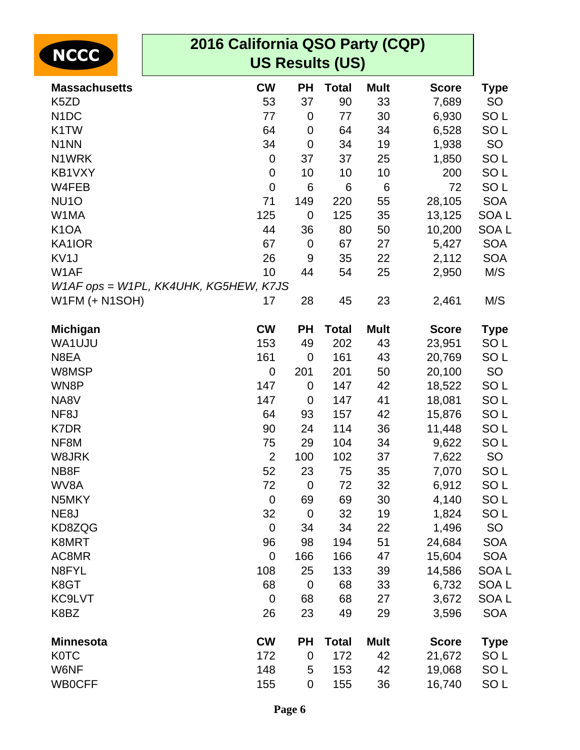# 2016 California QSO Party (CQP)
## US Results (US)

| Massachusetts | CW | PH | Total | Mult | Score | Type |
|---|---|---|---|---|---|---|
| K5ZD | 53 | 37 | 90 | 33 | 7,689 | SO |
| N1DC | 77 | 0 | 77 | 30 | 6,930 | SO L |
| K1TW | 64 | 0 | 64 | 34 | 6,528 | SO L |
| N1NN | 34 | 0 | 34 | 19 | 1,938 | SO |
| N1WRK | 0 | 37 | 37 | 25 | 1,850 | SO L |
| KB1VXY | 0 | 10 | 10 | 10 | 200 | SO L |
| W4FEB | 0 | 6 | 6 | 6 | 72 | SO L |
| NU1O | 71 | 149 | 220 | 55 | 28,105 | SOA |
| W1MA | 125 | 0 | 125 | 35 | 13,125 | SOA L |
| K1OA | 44 | 36 | 80 | 50 | 10,200 | SOA L |
| KA1IOR | 67 | 0 | 67 | 27 | 5,427 | SOA |
| KV1J | 26 | 9 | 35 | 22 | 2,112 | SOA |
| W1AF | 10 | 44 | 54 | 25 | 2,950 | M/S |
| *W1AF ops = W1PL, KK4UHK, KG5HEW, K7JS* | | | | | | |
| W1FM (+ N1SOH) | 17 | 28 | 45 | 23 | 2,461 | M/S |

| Michigan | CW | PH | Total | Mult | Score | Type |
|---|---|---|---|---|---|---|
| WA1UJU | 153 | 49 | 202 | 43 | 23,951 | SO L |
| N8EA | 161 | 0 | 161 | 43 | 20,769 | SO L |
| W8MSP | 0 | 201 | 201 | 50 | 20,100 | SO |
| WN8P | 147 | 0 | 147 | 42 | 18,522 | SO L |
| NA8V | 147 | 0 | 147 | 41 | 18,081 | SO L |
| NF8J | 64 | 93 | 157 | 42 | 15,876 | SO L |
| K7DR | 90 | 24 | 114 | 36 | 11,448 | SO L |
| NF8M | 75 | 29 | 104 | 34 | 9,622 | SO L |
| W8JRK | 2 | 100 | 102 | 37 | 7,622 | SO |
| NB8F | 52 | 23 | 75 | 35 | 7,070 | SO L |
| WV8A | 72 | 0 | 72 | 32 | 6,912 | SO L |
| N5MKY | 0 | 69 | 69 | 30 | 4,140 | SO L |
| NE8J | 32 | 0 | 32 | 19 | 1,824 | SO L |
| KD8ZQG | 0 | 34 | 34 | 22 | 1,496 | SO |
| K8MRT | 96 | 98 | 194 | 51 | 24,684 | SOA |
| AC8MR | 0 | 166 | 166 | 47 | 15,604 | SOA |
| N8FYL | 108 | 25 | 133 | 39 | 14,586 | SOA L |
| K8GT | 68 | 0 | 68 | 33 | 6,732 | SOA L |
| KC9LVT | 0 | 68 | 68 | 27 | 3,672 | SOA L |
| K8BZ | 26 | 23 | 49 | 29 | 3,596 | SOA |

| Minnesota | CW | PH | Total | Mult | Score | Type |
|---|---|---|---|---|---|---|
| K0TC | 172 | 0 | 172 | 42 | 21,672 | SO L |
| W6NF | 148 | 5 | 153 | 42 | 19,068 | SO L |
| WB0CFF | 155 | 0 | 155 | 36 | 16,740 | SO L |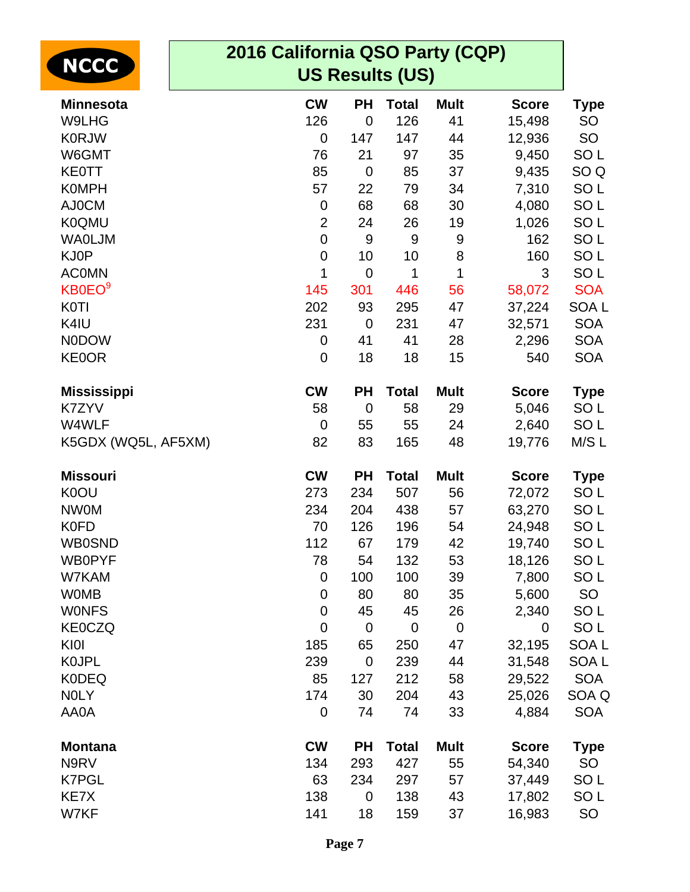# 2016 California QSO Party (CQP)
## US Results (US)

NCCC

| Minnesota | CW | PH | Total | Mult | Score | Type |
|---|---|---|---|---|---|---|
| W9LHG | 126 | 0 | 126 | 41 | 15,498 | SO |
| K0RJW | 0 | 147 | 147 | 44 | 12,936 | SO |
| W6GMT | 76 | 21 | 97 | 35 | 9,450 | SO L |
| KE0TT | 85 | 0 | 85 | 37 | 9,435 | SO Q |
| K0MPH | 57 | 22 | 79 | 34 | 7,310 | SO L |
| AJ0CM | 0 | 68 | 68 | 30 | 4,080 | SO L |
| K0QMU | 2 | 24 | 26 | 19 | 1,026 | SO L |
| WA0LJM | 0 | 9 | 9 | 9 | 162 | SO L |
| KJ0P | 0 | 10 | 10 | 8 | 160 | SO L |
| AC0MN | 1 | 0 | 1 | 1 | 3 | SO L |
| KB0EO[9] | 145 | 301 | 446 | 56 | 58,072 | SOA |
| K0TI | 202 | 93 | 295 | 47 | 37,224 | SOA L |
| K4IU | 231 | 0 | 231 | 47 | 32,571 | SOA |
| N0DOW | 0 | 41 | 41 | 28 | 2,296 | SOA |
| KE0OR | 0 | 18 | 18 | 15 | 540 | SOA |

| Mississippi | CW | PH | Total | Mult | Score | Type |
|---|---|---|---|---|---|---|
| K7ZYV | 58 | 0 | 58 | 29 | 5,046 | SO L |
| W4WLF | 0 | 55 | 55 | 24 | 2,640 | SO L |
| K5GDX (WQ5L, AF5XM) | 82 | 83 | 165 | 48 | 19,776 | M/S L |

| Missouri | CW | PH | Total | Mult | Score | Type |
|---|---|---|---|---|---|---|
| K0OU | 273 | 234 | 507 | 56 | 72,072 | SO L |
| NW0M | 234 | 204 | 438 | 57 | 63,270 | SO L |
| K0FD | 70 | 126 | 196 | 54 | 24,948 | SO L |
| WB0SND | 112 | 67 | 179 | 42 | 19,740 | SO L |
| WB0PYF | 78 | 54 | 132 | 53 | 18,126 | SO L |
| W7KAM | 0 | 100 | 100 | 39 | 7,800 | SO L |
| W0MB | 0 | 80 | 80 | 35 | 5,600 | SO |
| W0NFS | 0 | 45 | 45 | 26 | 2,340 | SO L |
| KE0CZQ | 0 | 0 | 0 | 0 | 0 | SO L |
| KI0I | 185 | 65 | 250 | 47 | 32,195 | SOA L |
| K0JPL | 239 | 0 | 239 | 44 | 31,548 | SOA L |
| K0DEQ | 85 | 127 | 212 | 58 | 29,522 | SOA |
| N0LY | 174 | 30 | 204 | 43 | 25,026 | SOA Q |
| AA0A | 0 | 74 | 74 | 33 | 4,884 | SOA |

| Montana | CW | PH | Total | Mult | Score | Type |
|---|---|---|---|---|---|---|
| N9RV | 134 | 293 | 427 | 55 | 54,340 | SO |
| K7PGL | 63 | 234 | 297 | 57 | 37,449 | SO L |
| KE7X | 138 | 0 | 138 | 43 | 17,802 | SO L |
| W7KF | 141 | 18 | 159 | 37 | 16,983 | SO |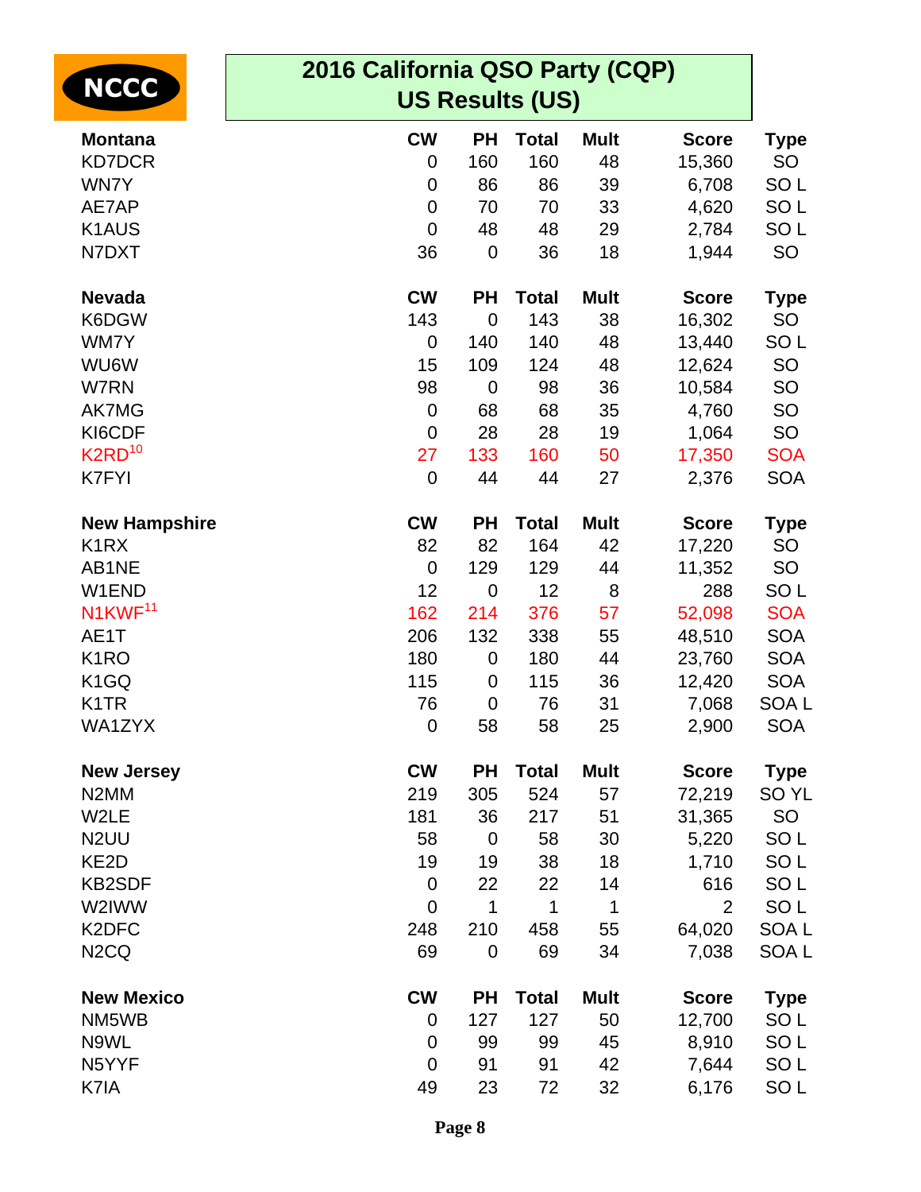NCCC

# 2016 California QSO Party (CQP)
## US Results (US)

| Montana | CW | PH | Total | Mult | Score | Type |
|---|---|---|---|---|---|---|
| KD7DCR | 0 | 160 | 160 | 48 | 15,360 | SO |
| WN7Y | 0 | 86 | 86 | 39 | 6,708 | SO L |
| AE7AP | 0 | 70 | 70 | 33 | 4,620 | SO L |
| K1AUS | 0 | 48 | 48 | 29 | 2,784 | SO L |
| N7DXT | 36 | 0 | 36 | 18 | 1,944 | SO |

| Nevada | CW | PH | Total | Mult | Score | Type |
|---|---|---|---|---|---|---|
| K6DGW | 143 | 0 | 143 | 38 | 16,302 | SO |
| WM7Y | 0 | 140 | 140 | 48 | 13,440 | SO L |
| WU6W | 15 | 109 | 124 | 48 | 12,624 | SO |
| W7RN | 98 | 0 | 98 | 36 | 10,584 | SO |
| AK7MG | 0 | 68 | 68 | 35 | 4,760 | SO |
| KI6CDF | 0 | 28 | 28 | 19 | 1,064 | SO |
| K2RD[10] | 27 | 133 | 160 | 50 | 17,350 | SOA |
| K7FYI | 0 | 44 | 44 | 27 | 2,376 | SOA |

| New Hampshire | CW | PH | Total | Mult | Score | Type |
|---|---|---|---|---|---|---|
| K1RX | 82 | 82 | 164 | 42 | 17,220 | SO |
| AB1NE | 0 | 129 | 129 | 44 | 11,352 | SO |
| W1END | 12 | 0 | 12 | 8 | 288 | SO L |
| N1KWF[11] | 162 | 214 | 376 | 57 | 52,098 | SOA |
| AE1T | 206 | 132 | 338 | 55 | 48,510 | SOA |
| K1RO | 180 | 0 | 180 | 44 | 23,760 | SOA |
| K1GQ | 115 | 0 | 115 | 36 | 12,420 | SOA |
| K1TR | 76 | 0 | 76 | 31 | 7,068 | SOA L |
| WA1ZYX | 0 | 58 | 58 | 25 | 2,900 | SOA |

| New Jersey | CW | PH | Total | Mult | Score | Type |
|---|---|---|---|---|---|---|
| N2MM | 219 | 305 | 524 | 57 | 72,219 | SO YL |
| W2LE | 181 | 36 | 217 | 51 | 31,365 | SO |
| N2UU | 58 | 0 | 58 | 30 | 5,220 | SO L |
| KE2D | 19 | 19 | 38 | 18 | 1,710 | SO L |
| KB2SDF | 0 | 22 | 22 | 14 | 616 | SO L |
| W2IWW | 0 | 1 | 1 | 1 | 2 | SO L |
| K2DFC | 248 | 210 | 458 | 55 | 64,020 | SOA L |
| N2CQ | 69 | 0 | 69 | 34 | 7,038 | SOA L |

| New Mexico | CW | PH | Total | Mult | Score | Type |
|---|---|---|---|---|---|---|
| NM5WB | 0 | 127 | 127 | 50 | 12,700 | SO L |
| N9WL | 0 | 99 | 99 | 45 | 8,910 | SO L |
| N5YYF | 0 | 91 | 91 | 42 | 7,644 | SO L |
| K7IA | 49 | 23 | 72 | 32 | 6,176 | SO L |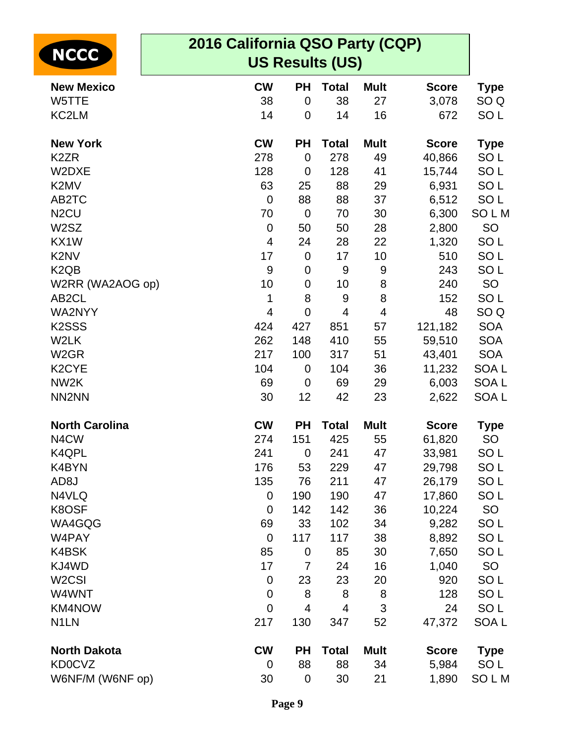NCCC

# 2016 California QSO Party (CQP)
## US Results (US)

| New Mexico | CW | PH | Total | Mult | Score | Type |
|---|---|---|---|---|---|---|
| W5TTE | 38 | 0 | 38 | 27 | 3,078 | SO Q |
| KC2LM | 14 | 0 | 14 | 16 | 672 | SO L |

| New York | CW | PH | Total | Mult | Score | Type |
|---|---|---|---|---|---|---|
| K2ZR | 278 | 0 | 278 | 49 | 40,866 | SO L |
| W2DXE | 128 | 0 | 128 | 41 | 15,744 | SO L |
| K2MV | 63 | 25 | 88 | 29 | 6,931 | SO L |
| AB2TC | 0 | 88 | 88 | 37 | 6,512 | SO L |
| N2CU | 70 | 0 | 70 | 30 | 6,300 | SO L M |
| W2SZ | 0 | 50 | 50 | 28 | 2,800 | SO |
| KX1W | 4 | 24 | 28 | 22 | 1,320 | SO L |
| K2NV | 17 | 0 | 17 | 10 | 510 | SO L |
| K2QB | 9 | 0 | 9 | 9 | 243 | SO L |
| W2RR (WA2AOG op) | 10 | 0 | 10 | 8 | 240 | SO |
| AB2CL | 1 | 8 | 9 | 8 | 152 | SO L |
| WA2NYY | 4 | 0 | 4 | 4 | 48 | SO Q |
| K2SSS | 424 | 427 | 851 | 57 | 121,182 | SOA |
| W2LK | 262 | 148 | 410 | 55 | 59,510 | SOA |
| W2GR | 217 | 100 | 317 | 51 | 43,401 | SOA |
| K2CYE | 104 | 0 | 104 | 36 | 11,232 | SOA L |
| NW2K | 69 | 0 | 69 | 29 | 6,003 | SOA L |
| NN2NN | 30 | 12 | 42 | 23 | 2,622 | SOA L |

| North Carolina | CW | PH | Total | Mult | Score | Type |
|---|---|---|---|---|---|---|
| N4CW | 274 | 151 | 425 | 55 | 61,820 | SO |
| K4QPL | 241 | 0 | 241 | 47 | 33,981 | SO L |
| K4BYN | 176 | 53 | 229 | 47 | 29,798 | SO L |
| AD8J | 135 | 76 | 211 | 47 | 26,179 | SO L |
| N4VLQ | 0 | 190 | 190 | 47 | 17,860 | SO L |
| K8OSF | 0 | 142 | 142 | 36 | 10,224 | SO |
| WA4GQG | 69 | 33 | 102 | 34 | 9,282 | SO L |
| W4PAY | 0 | 117 | 117 | 38 | 8,892 | SO L |
| K4BSK | 85 | 0 | 85 | 30 | 7,650 | SO L |
| KJ4WD | 17 | 7 | 24 | 16 | 1,040 | SO |
| W2CSI | 0 | 23 | 23 | 20 | 920 | SO L |
| W4WNT | 0 | 8 | 8 | 8 | 128 | SO L |
| KM4NOW | 0 | 4 | 4 | 3 | 24 | SO L |
| N1LN | 217 | 130 | 347 | 52 | 47,372 | SOA L |

| North Dakota | CW | PH | Total | Mult | Score | Type |
|---|---|---|---|---|---|---|
| KD0CVZ | 0 | 88 | 88 | 34 | 5,984 | SO L |
| W6NF/M (W6NF op) | 30 | 0 | 30 | 21 | 1,890 | SO L M |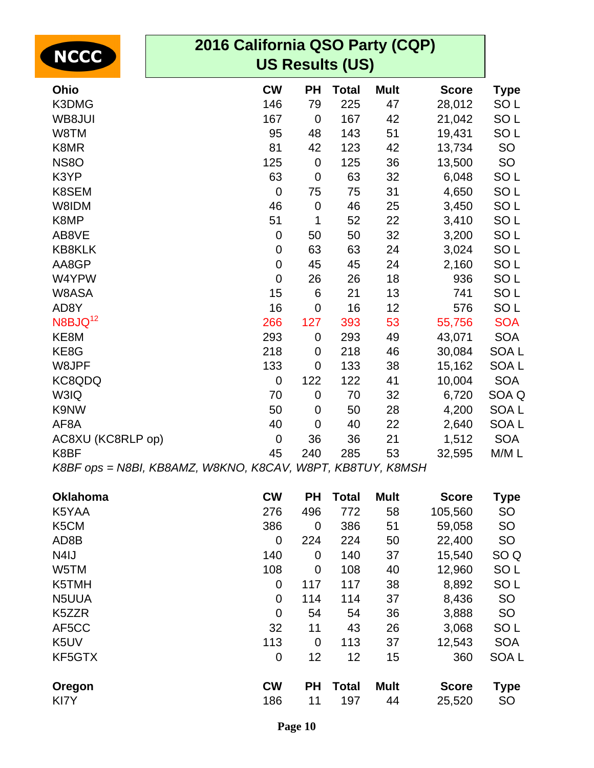# 2016 California QSO Party (CQP)
## US Results (US)

| Ohio | CW | PH | Total | Mult | Score | Type |
|---|---|---|---|---|---|---|
| K3DMG | 146 | 79 | 225 | 47 | 28,012 | SO L |
| WB8JUI | 167 | 0 | 167 | 42 | 21,042 | SO L |
| W8TM | 95 | 48 | 143 | 51 | 19,431 | SO L |
| K8MR | 81 | 42 | 123 | 42 | 13,734 | SO |
| NS8O | 125 | 0 | 125 | 36 | 13,500 | SO |
| K3YP | 63 | 0 | 63 | 32 | 6,048 | SO L |
| K8SEM | 0 | 75 | 75 | 31 | 4,650 | SO L |
| W8IDM | 46 | 0 | 46 | 25 | 3,450 | SO L |
| K8MP | 51 | 1 | 52 | 22 | 3,410 | SO L |
| AB8VE | 0 | 50 | 50 | 32 | 3,200 | SO L |
| KB8KLK | 0 | 63 | 63 | 24 | 3,024 | SO L |
| AA8GP | 0 | 45 | 45 | 24 | 2,160 | SO L |
| W4YPW | 0 | 26 | 26 | 18 | 936 | SO L |
| W8ASA | 15 | 6 | 21 | 13 | 741 | SO L |
| AD8Y | 16 | 0 | 16 | 12 | 576 | SO L |
| N8BJQ[12] | 266 | 127 | 393 | 53 | 55,756 | SOA |
| KE8M | 293 | 0 | 293 | 49 | 43,071 | SOA |
| KE8G | 218 | 0 | 218 | 46 | 30,084 | SOA L |
| W8JPF | 133 | 0 | 133 | 38 | 15,162 | SOA L |
| KC8QDQ | 0 | 122 | 122 | 41 | 10,004 | SOA |
| W3IQ | 70 | 0 | 70 | 32 | 6,720 | SOA Q |
| K9NW | 50 | 0 | 50 | 28 | 4,200 | SOA L |
| AF8A | 40 | 0 | 40 | 22 | 2,640 | SOA L |
| AC8XU (KC8RLP op) | 0 | 36 | 36 | 21 | 1,512 | SOA |
| K8BF | 45 | 240 | 285 | 53 | 32,595 | M/M L |

*K8BF ops = N8BI, KB8AMZ, W8KNO, K8CAV, W8PT, KB8TUY, K8MSH*

| Oklahoma | CW | PH | Total | Mult | Score | Type |
|---|---|---|---|---|---|---|
| K5YAA | 276 | 496 | 772 | 58 | 105,560 | SO |
| K5CM | 386 | 0 | 386 | 51 | 59,058 | SO |
| AD8B | 0 | 224 | 224 | 50 | 22,400 | SO |
| N4IJ | 140 | 0 | 140 | 37 | 15,540 | SO Q |
| W5TM | 108 | 0 | 108 | 40 | 12,960 | SO L |
| K5TMH | 0 | 117 | 117 | 38 | 8,892 | SO L |
| N5UUA | 0 | 114 | 114 | 37 | 8,436 | SO |
| K5ZZR | 0 | 54 | 54 | 36 | 3,888 | SO |
| AF5CC | 32 | 11 | 43 | 26 | 3,068 | SO L |
| K5UV | 113 | 0 | 113 | 37 | 12,543 | SOA |
| KF5GTX | 0 | 12 | 12 | 15 | 360 | SOA L |

| Oregon | CW | PH | Total | Mult | Score | Type |
|---|---|---|---|---|---|---|
| KI7Y | 186 | 11 | 197 | 44 | 25,520 | SO |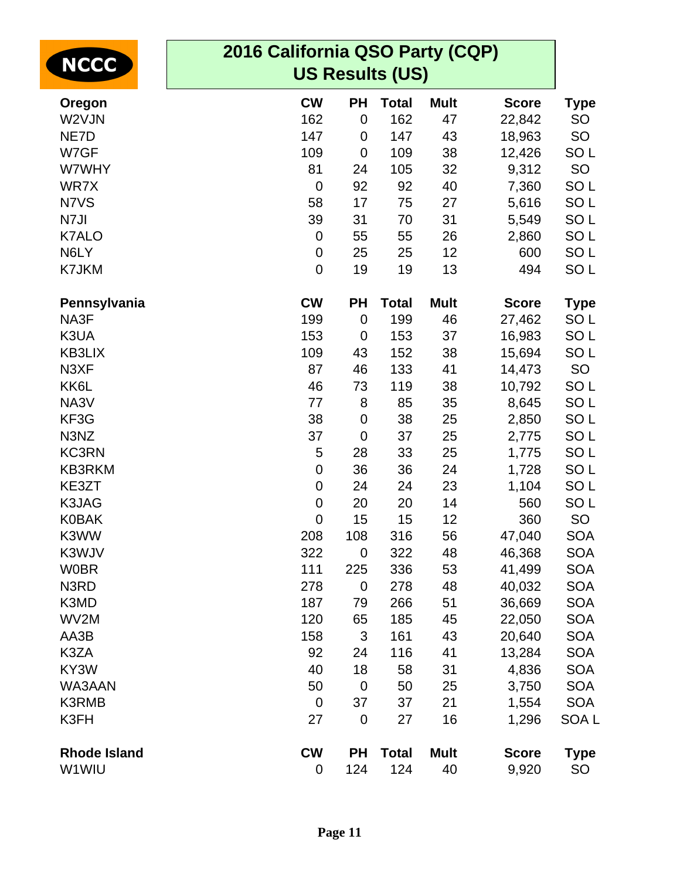NCCC

# 2016 California QSO Party (CQP)
## US Results (US)

| Oregon | CW | PH | Total | Mult | Score | Type |
|---|---|---|---|---|---|---|
| W2VJN | 162 | 0 | 162 | 47 | 22,842 | SO |
| NE7D | 147 | 0 | 147 | 43 | 18,963 | SO |
| W7GF | 109 | 0 | 109 | 38 | 12,426 | SO L |
| W7WHY | 81 | 24 | 105 | 32 | 9,312 | SO |
| WR7X | 0 | 92 | 92 | 40 | 7,360 | SO L |
| N7VS | 58 | 17 | 75 | 27 | 5,616 | SO L |
| N7JI | 39 | 31 | 70 | 31 | 5,549 | SO L |
| K7ALO | 0 | 55 | 55 | 26 | 2,860 | SO L |
| N6LY | 0 | 25 | 25 | 12 | 600 | SO L |
| K7JKM | 0 | 19 | 19 | 13 | 494 | SO L |

| Pennsylvania | CW | PH | Total | Mult | Score | Type |
|---|---|---|---|---|---|---|
| NA3F | 199 | 0 | 199 | 46 | 27,462 | SO L |
| K3UA | 153 | 0 | 153 | 37 | 16,983 | SO L |
| KB3LIX | 109 | 43 | 152 | 38 | 15,694 | SO L |
| N3XF | 87 | 46 | 133 | 41 | 14,473 | SO |
| KK6L | 46 | 73 | 119 | 38 | 10,792 | SO L |
| NA3V | 77 | 8 | 85 | 35 | 8,645 | SO L |
| KF3G | 38 | 0 | 38 | 25 | 2,850 | SO L |
| N3NZ | 37 | 0 | 37 | 25 | 2,775 | SO L |
| KC3RN | 5 | 28 | 33 | 25 | 1,775 | SO L |
| KB3RKM | 0 | 36 | 36 | 24 | 1,728 | SO L |
| KE3ZT | 0 | 24 | 24 | 23 | 1,104 | SO L |
| K3JAG | 0 | 20 | 20 | 14 | 560 | SO L |
| K0BAK | 0 | 15 | 15 | 12 | 360 | SO |
| K3WW | 208 | 108 | 316 | 56 | 47,040 | SOA |
| K3WJV | 322 | 0 | 322 | 48 | 46,368 | SOA |
| W0BR | 111 | 225 | 336 | 53 | 41,499 | SOA |
| N3RD | 278 | 0 | 278 | 48 | 40,032 | SOA |
| K3MD | 187 | 79 | 266 | 51 | 36,669 | SOA |
| WV2M | 120 | 65 | 185 | 45 | 22,050 | SOA |
| AA3B | 158 | 3 | 161 | 43 | 20,640 | SOA |
| K3ZA | 92 | 24 | 116 | 41 | 13,284 | SOA |
| KY3W | 40 | 18 | 58 | 31 | 4,836 | SOA |
| WA3AAN | 50 | 0 | 50 | 25 | 3,750 | SOA |
| K3RMB | 0 | 37 | 37 | 21 | 1,554 | SOA |
| K3FH | 27 | 0 | 27 | 16 | 1,296 | SOA L |

| Rhode Island | CW | PH | Total | Mult | Score | Type |
|---|---|---|---|---|---|---|
| W1WIU | 0 | 124 | 124 | 40 | 9,920 | SO |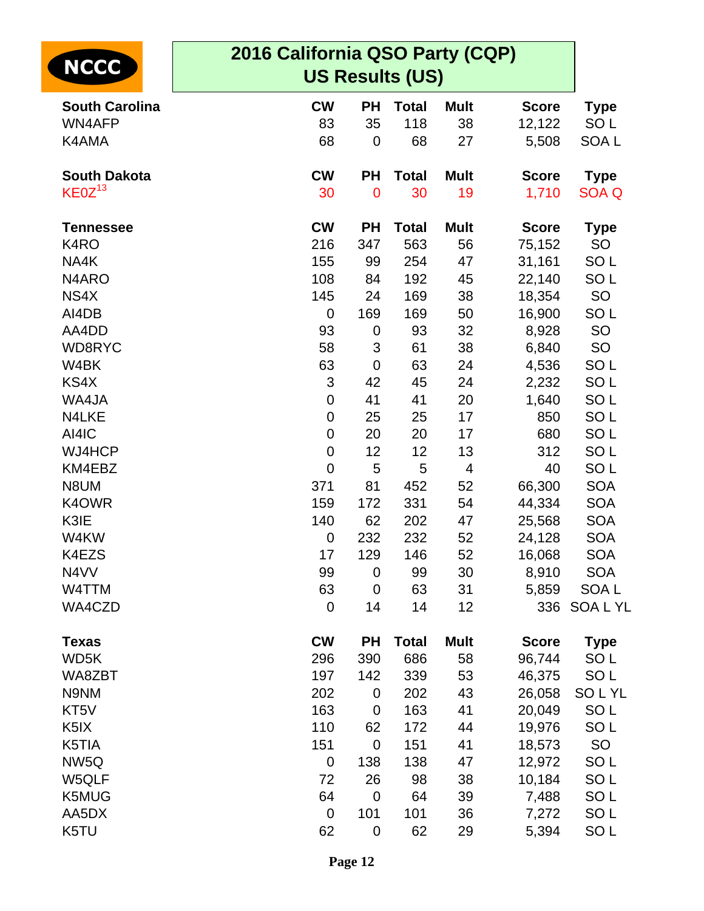NCCC

# 2016 California QSO Party (CQP)
## US Results (US)

| South Carolina | CW | PH | Total | Mult | Score | Type |
|---|---|---|---|---|---|---|
| WN4AFP | 83 | 35 | 118 | 38 | 12,122 | SO L |
| K4AMA | 68 | 0 | 68 | 27 | 5,508 | SOA L |

| South Dakota | CW | PH | Total | Mult | Score | Type |
|---|---|---|---|---|---|---|
| KE0Z[13] | 30 | 0 | 30 | 19 | 1,710 | SOA Q |

| Tennessee | CW | PH | Total | Mult | Score | Type |
|---|---|---|---|---|---|---|
| K4RO | 216 | 347 | 563 | 56 | 75,152 | SO |
| NA4K | 155 | 99 | 254 | 47 | 31,161 | SO L |
| N4ARO | 108 | 84 | 192 | 45 | 22,140 | SO L |
| NS4X | 145 | 24 | 169 | 38 | 18,354 | SO |
| AI4DB | 0 | 169 | 169 | 50 | 16,900 | SO L |
| AA4DD | 93 | 0 | 93 | 32 | 8,928 | SO |
| WD8RYC | 58 | 3 | 61 | 38 | 6,840 | SO |
| W4BK | 63 | 0 | 63 | 24 | 4,536 | SO L |
| KS4X | 3 | 42 | 45 | 24 | 2,232 | SO L |
| WA4JA | 0 | 41 | 41 | 20 | 1,640 | SO L |
| N4LKE | 0 | 25 | 25 | 17 | 850 | SO L |
| AI4IC | 0 | 20 | 20 | 17 | 680 | SO L |
| WJ4HCP | 0 | 12 | 12 | 13 | 312 | SO L |
| KM4EBZ | 0 | 5 | 5 | 4 | 40 | SO L |
| N8UM | 371 | 81 | 452 | 52 | 66,300 | SOA |
| K4OWR | 159 | 172 | 331 | 54 | 44,334 | SOA |
| K3IE | 140 | 62 | 202 | 47 | 25,568 | SOA |
| W4KW | 0 | 232 | 232 | 52 | 24,128 | SOA |
| K4EZS | 17 | 129 | 146 | 52 | 16,068 | SOA |
| N4VV | 99 | 0 | 99 | 30 | 8,910 | SOA |
| W4TTM | 63 | 0 | 63 | 31 | 5,859 | SOA L |
| WA4CZD | 0 | 14 | 14 | 12 | 336 | SOA L YL |

| Texas | CW | PH | Total | Mult | Score | Type |
|---|---|---|---|---|---|---|
| WD5K | 296 | 390 | 686 | 58 | 96,744 | SO L |
| WA8ZBT | 197 | 142 | 339 | 53 | 46,375 | SO L |
| N9NM | 202 | 0 | 202 | 43 | 26,058 | SO L YL |
| KT5V | 163 | 0 | 163 | 41 | 20,049 | SO L |
| K5IX | 110 | 62 | 172 | 44 | 19,976 | SO L |
| K5TIA | 151 | 0 | 151 | 41 | 18,573 | SO |
| NW5Q | 0 | 138 | 138 | 47 | 12,972 | SO L |
| W5QLF | 72 | 26 | 98 | 38 | 10,184 | SO L |
| K5MUG | 64 | 0 | 64 | 39 | 7,488 | SO L |
| AA5DX | 0 | 101 | 101 | 36 | 7,272 | SO L |
| K5TU | 62 | 0 | 62 | 29 | 5,394 | SO L |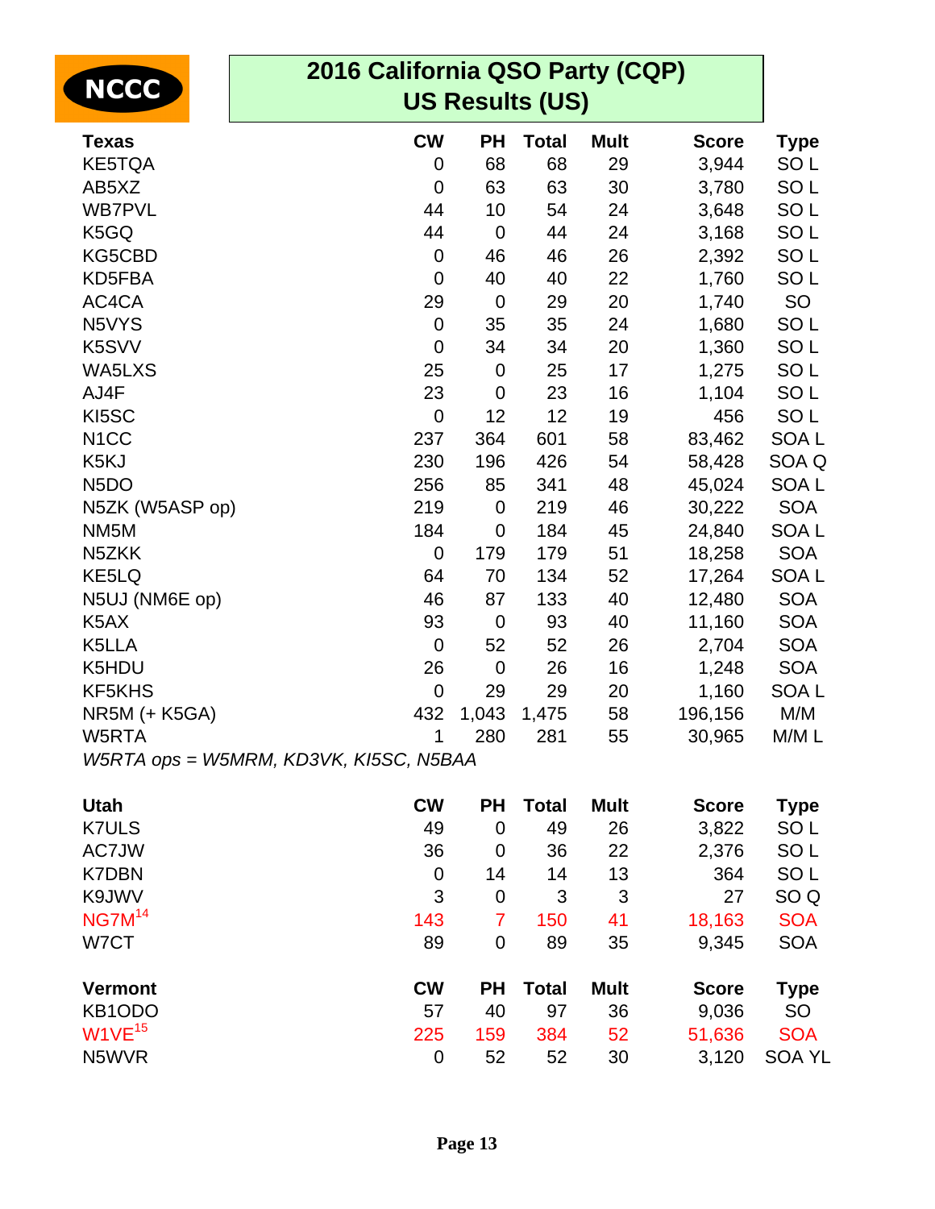NCCC

# 2016 California QSO Party (CQP)
## US Results (US)

| Texas | CW | PH | Total | Mult | Score | Type |
|---|---|---|---|---|---|---|
| KE5TQA | 0 | 68 | 68 | 29 | 3,944 | SO L |
| AB5XZ | 0 | 63 | 63 | 30 | 3,780 | SO L |
| WB7PVL | 44 | 10 | 54 | 24 | 3,648 | SO L |
| K5GQ | 44 | 0 | 44 | 24 | 3,168 | SO L |
| KG5CBD | 0 | 46 | 46 | 26 | 2,392 | SO L |
| KD5FBA | 0 | 40 | 40 | 22 | 1,760 | SO L |
| AC4CA | 29 | 0 | 29 | 20 | 1,740 | SO |
| N5VYS | 0 | 35 | 35 | 24 | 1,680 | SO L |
| K5SVV | 0 | 34 | 34 | 20 | 1,360 | SO L |
| WA5LXS | 25 | 0 | 25 | 17 | 1,275 | SO L |
| AJ4F | 23 | 0 | 23 | 16 | 1,104 | SO L |
| KI5SC | 0 | 12 | 12 | 19 | 456 | SO L |
| N1CC | 237 | 364 | 601 | 58 | 83,462 | SOA L |
| K5KJ | 230 | 196 | 426 | 54 | 58,428 | SOA Q |
| N5DO | 256 | 85 | 341 | 48 | 45,024 | SOA L |
| N5ZK (W5ASP op) | 219 | 0 | 219 | 46 | 30,222 | SOA |
| NM5M | 184 | 0 | 184 | 45 | 24,840 | SOA L |
| N5ZKK | 0 | 179 | 179 | 51 | 18,258 | SOA |
| KE5LQ | 64 | 70 | 134 | 52 | 17,264 | SOA L |
| N5UJ (NM6E op) | 46 | 87 | 133 | 40 | 12,480 | SOA |
| K5AX | 93 | 0 | 93 | 40 | 11,160 | SOA |
| K5LLA | 0 | 52 | 52 | 26 | 2,704 | SOA |
| K5HDU | 26 | 0 | 26 | 16 | 1,248 | SOA |
| KF5KHS | 0 | 29 | 29 | 20 | 1,160 | SOA L |
| NR5M (+ K5GA) | 432 | 1,043 | 1,475 | 58 | 196,156 | M/M |
| W5RTA | 1 | 280 | 281 | 55 | 30,965 | M/M L |

*W5RTA ops = W5MRM, KD3VK, KI5SC, N5BAA*

| Utah | CW | PH | Total | Mult | Score | Type |
|---|---|---|---|---|---|---|
| K7ULS | 49 | 0 | 49 | 26 | 3,822 | SO L |
| AC7JW | 36 | 0 | 36 | 22 | 2,376 | SO L |
| K7DBN | 0 | 14 | 14 | 13 | 364 | SO L |
| K9JWV | 3 | 0 | 3 | 3 | 27 | SO Q |
| NG7M[14] | 143 | 7 | 150 | 41 | 18,163 | SOA |
| W7CT | 89 | 0 | 89 | 35 | 9,345 | SOA |

| Vermont | CW | PH | Total | Mult | Score | Type |
|---|---|---|---|---|---|---|
| KB1ODO | 57 | 40 | 97 | 36 | 9,036 | SO |
| W1VE[15] | 225 | 159 | 384 | 52 | 51,636 | SOA |
| N5WVR | 0 | 52 | 52 | 30 | 3,120 | SOA YL |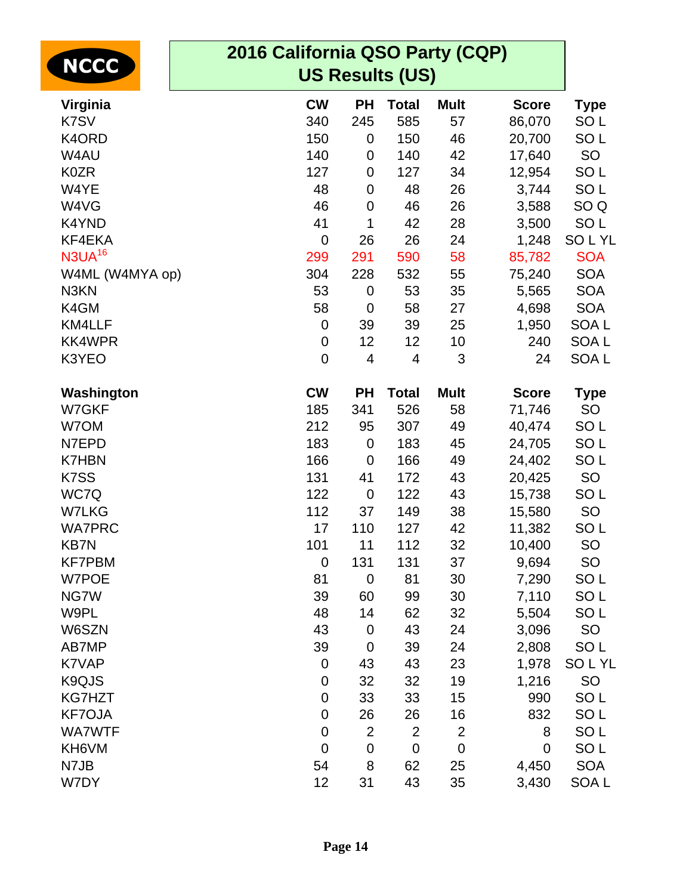NCCC

# 2016 California QSO Party (CQP)
## US Results (US)

| Virginia | CW | PH | Total | Mult | Score | Type |
|---|---|---|---|---|---|---|
| K7SV | 340 | 245 | 585 | 57 | 86,070 | SO L |
| K4ORD | 150 | 0 | 150 | 46 | 20,700 | SO L |
| W4AU | 140 | 0 | 140 | 42 | 17,640 | SO |
| K0ZR | 127 | 0 | 127 | 34 | 12,954 | SO L |
| W4YE | 48 | 0 | 48 | 26 | 3,744 | SO L |
| W4VG | 46 | 0 | 46 | 26 | 3,588 | SO Q |
| K4YND | 41 | 1 | 42 | 28 | 3,500 | SO L |
| KF4EKA | 0 | 26 | 26 | 24 | 1,248 | SO L YL |
| N3UA[16] | 299 | 291 | 590 | 58 | 85,782 | SOA |
| W4ML (W4MYA op) | 304 | 228 | 532 | 55 | 75,240 | SOA |
| N3KN | 53 | 0 | 53 | 35 | 5,565 | SOA |
| K4GM | 58 | 0 | 58 | 27 | 4,698 | SOA |
| KM4LLF | 0 | 39 | 39 | 25 | 1,950 | SOA L |
| KK4WPR | 0 | 12 | 12 | 10 | 240 | SOA L |
| K3YEO | 0 | 4 | 4 | 3 | 24 | SOA L |

| Washington | CW | PH | Total | Mult | Score | Type |
|---|---|---|---|---|---|---|
| W7GKF | 185 | 341 | 526 | 58 | 71,746 | SO |
| W7OM | 212 | 95 | 307 | 49 | 40,474 | SO L |
| N7EPD | 183 | 0 | 183 | 45 | 24,705 | SO L |
| K7HBN | 166 | 0 | 166 | 49 | 24,402 | SO L |
| K7SS | 131 | 41 | 172 | 43 | 20,425 | SO |
| WC7Q | 122 | 0 | 122 | 43 | 15,738 | SO L |
| W7LKG | 112 | 37 | 149 | 38 | 15,580 | SO |
| WA7PRC | 17 | 110 | 127 | 42 | 11,382 | SO L |
| KB7N | 101 | 11 | 112 | 32 | 10,400 | SO |
| KF7PBM | 0 | 131 | 131 | 37 | 9,694 | SO |
| W7POE | 81 | 0 | 81 | 30 | 7,290 | SO L |
| NG7W | 39 | 60 | 99 | 30 | 7,110 | SO L |
| W9PL | 48 | 14 | 62 | 32 | 5,504 | SO L |
| W6SZN | 43 | 0 | 43 | 24 | 3,096 | SO |
| AB7MP | 39 | 0 | 39 | 24 | 2,808 | SO L |
| K7VAP | 0 | 43 | 43 | 23 | 1,978 | SO L YL |
| K9QJS | 0 | 32 | 32 | 19 | 1,216 | SO |
| KG7HZT | 0 | 33 | 33 | 15 | 990 | SO L |
| KF7OJA | 0 | 26 | 26 | 16 | 832 | SO L |
| WA7WTF | 0 | 2 | 2 | 2 | 8 | SO L |
| KH6VM | 0 | 0 | 0 | 0 | 0 | SO L |
| N7JB | 54 | 8 | 62 | 25 | 4,450 | SOA |
| W7DY | 12 | 31 | 43 | 35 | 3,430 | SOA L |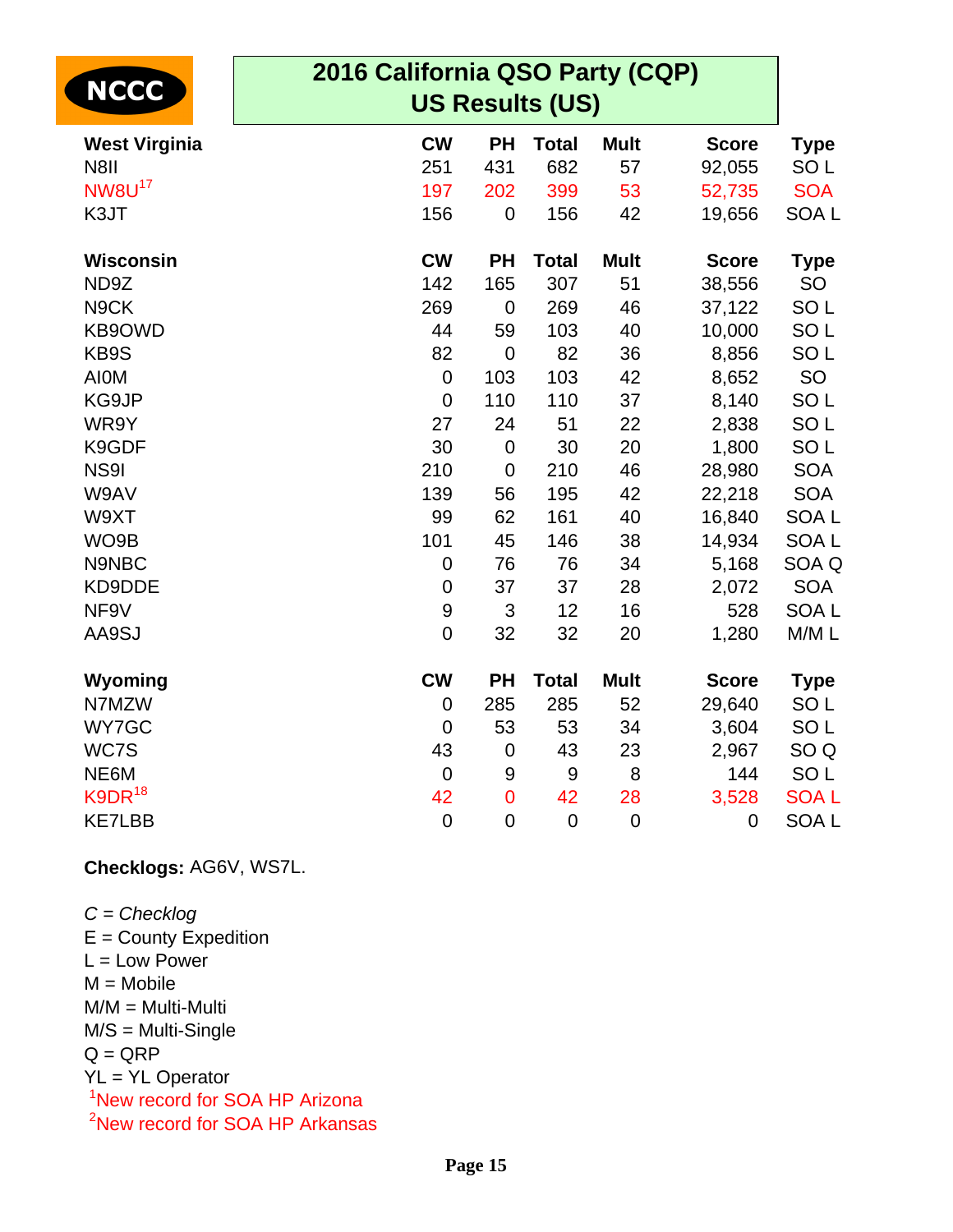NCCC

# 2016 California QSO Party (CQP)
## US Results (US)

| West Virginia | CW | PH | Total | Mult | Score | Type |
|---|---|---|---|---|---|---|
| N8II | 251 | 431 | 682 | 57 | 92,055 | SO L |
| NW8U[17] | 197 | 202 | 399 | 53 | 52,735 | SOA |
| K3JT | 156 | 0 | 156 | 42 | 19,656 | SOA L |

| Wisconsin | CW | PH | Total | Mult | Score | Type |
|---|---|---|---|---|---|---|
| ND9Z | 142 | 165 | 307 | 51 | 38,556 | SO |
| N9CK | 269 | 0 | 269 | 46 | 37,122 | SO L |
| KB9OWD | 44 | 59 | 103 | 40 | 10,000 | SO L |
| KB9S | 82 | 0 | 82 | 36 | 8,856 | SO L |
| AI0M | 0 | 103 | 103 | 42 | 8,652 | SO |
| KG9JP | 0 | 110 | 110 | 37 | 8,140 | SO L |
| WR9Y | 27 | 24 | 51 | 22 | 2,838 | SO L |
| K9GDF | 30 | 0 | 30 | 20 | 1,800 | SO L |
| NS9I | 210 | 0 | 210 | 46 | 28,980 | SOA |
| W9AV | 139 | 56 | 195 | 42 | 22,218 | SOA |
| W9XT | 99 | 62 | 161 | 40 | 16,840 | SOA L |
| WO9B | 101 | 45 | 146 | 38 | 14,934 | SOA L |
| N9NBC | 0 | 76 | 76 | 34 | 5,168 | SOA Q |
| KD9DDE | 0 | 37 | 37 | 28 | 2,072 | SOA |
| NF9V | 9 | 3 | 12 | 16 | 528 | SOA L |
| AA9SJ | 0 | 32 | 32 | 20 | 1,280 | M/M L |

| Wyoming | CW | PH | Total | Mult | Score | Type |
|---|---|---|---|---|---|---|
| N7MZW | 0 | 285 | 285 | 52 | 29,640 | SO L |
| WY7GC | 0 | 53 | 53 | 34 | 3,604 | SO L |
| WC7S | 43 | 0 | 43 | 23 | 2,967 | SO Q |
| NE6M | 0 | 9 | 9 | 8 | 144 | SO L |
| K9DR[18] | 42 | 0 | 42 | 28 | 3,528 | SOA L |
| KE7LBB | 0 | 0 | 0 | 0 | 0 | SOA L |

**Checklogs:** AG6V, WS7L.

*C = Checklog*  
E = County Expedition  
L = Low Power  
M = Mobile  
M/M = Multi-Multi  
M/S = Multi-Single  
Q = QRP  
YL = YL Operator  
[1]New record for SOA HP Arizona  
[2]New record for SOA HP Arkansas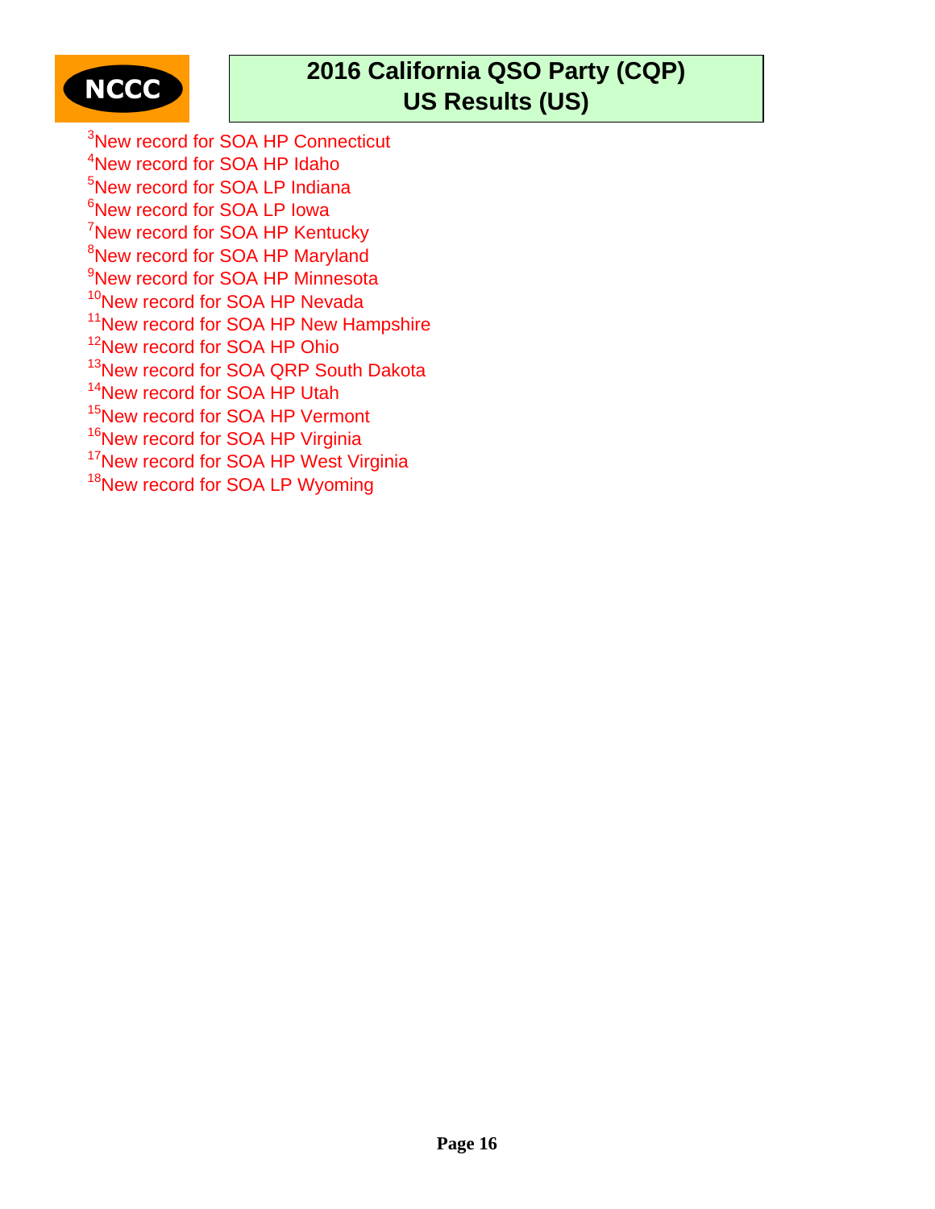# 2016 California QSO Party (CQP)
## US Results (US)

[3]New record for SOA HP Connecticut
[4]New record for SOA HP Idaho
[5]New record for SOA LP Indiana
[6]New record for SOA LP Iowa
[7]New record for SOA HP Kentucky
[8]New record for SOA HP Maryland
[9]New record for SOA HP Minnesota
[10]New record for SOA HP Nevada
[11]New record for SOA HP New Hampshire
[12]New record for SOA HP Ohio
[13]New record for SOA QRP South Dakota
[14]New record for SOA HP Utah
[15]New record for SOA HP Vermont
[16]New record for SOA HP Virginia
[17]New record for SOA HP West Virginia
[18]New record for SOA LP Wyoming